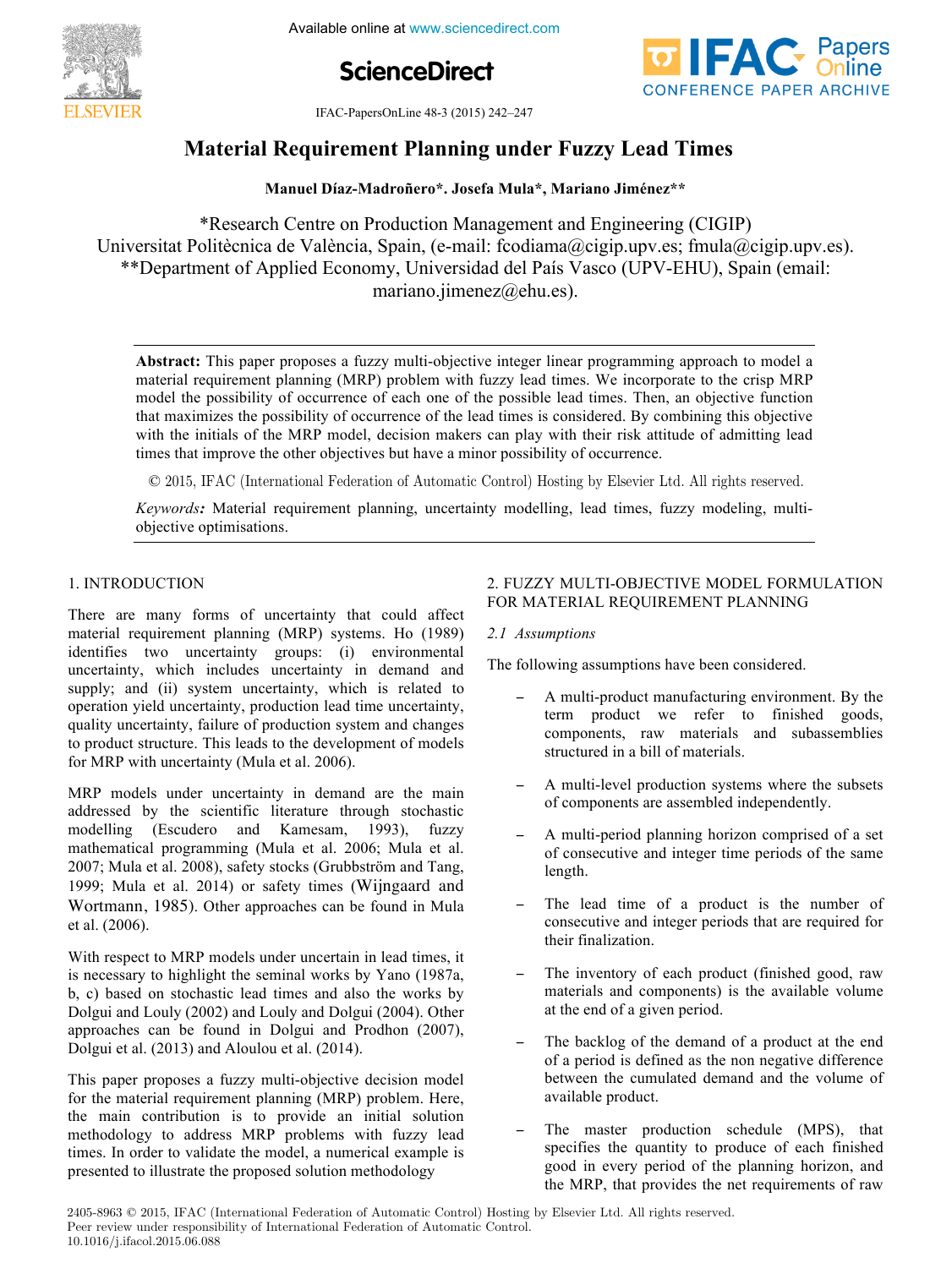# Material Requirement Planning under Fuzzy Lead Times

**Manuel Díaz-Madroñero*. Josefa Mula*, Mariano Jiménez****

*Research Centre on Production Management and Engineering (CIGIP)
Universitat Politècnica de València, Spain, (e-mail: fcodiama@cigip.upv.es; fmula@cigip.upv.es).
**Department of Applied Economy, Universidad del País Vasco (UPV-EHU), Spain (email: mariano.jimenez@ehu.es).

**Abstract:** This paper proposes a fuzzy multi-objective integer linear programming approach to model a material requirement planning (MRP) problem with fuzzy lead times. We incorporate to the crisp MRP model the possibility of occurrence of each one of the possible lead times. Then, an objective function that maximizes the possibility of occurrence of the lead times is considered. By combining this objective with the initials of the MRP model, decision makers can play with their risk attitude of admitting lead times that improve the other objectives but have a minor possibility of occurrence.

© 2015, IFAC (International Federation of Automatic Control) Hosting by Elsevier Ltd. All rights reserved.

*Keywords:* Material requirement planning, uncertainty modelling, lead times, fuzzy modeling, multi-objective optimisations.

## 1. INTRODUCTION

There are many forms of uncertainty that could affect material requirement planning (MRP) systems. Ho (1989) identifies two uncertainty groups: (i) environmental uncertainty, which includes uncertainty in demand and supply; and (ii) system uncertainty, which is related to operation yield uncertainty, production lead time uncertainty, quality uncertainty, failure of production system and changes to product structure. This leads to the development of models for MRP with uncertainty (Mula et al. 2006).

MRP models under uncertainty in demand are the main addressed by the scientific literature through stochastic modelling (Escudero and Kamesam, 1993), fuzzy mathematical programming (Mula et al. 2006; Mula et al. 2007; Mula et al. 2008), safety stocks (Grubbström and Tang, 1999; Mula et al. 2014) or safety times (Wijngaard and Wortmann, 1985). Other approaches can be found in Mula et al. (2006).

With respect to MRP models under uncertain in lead times, it is necessary to highlight the seminal works by Yano (1987a, b, c) based on stochastic lead times and also the works by Dolgui and Louly (2002) and Louly and Dolgui (2004). Other approaches can be found in Dolgui and Prodhon (2007), Dolgui et al. (2013) and Aloulou et al. (2014).

This paper proposes a fuzzy multi-objective decision model for the material requirement planning (MRP) problem. Here, the main contribution is to provide an initial solution methodology to address MRP problems with fuzzy lead times. In order to validate the model, a numerical example is presented to illustrate the proposed solution methodology

## 2. FUZZY MULTI-OBJECTIVE MODEL FORMULATION FOR MATERIAL REQUIREMENT PLANNING

### 2.1 Assumptions

The following assumptions have been considered.

- A multi-product manufacturing environment. By the term product we refer to finished goods, components, raw materials and subassemblies structured in a bill of materials.
- A multi-level production systems where the subsets of components are assembled independently.
- A multi-period planning horizon comprised of a set of consecutive and integer time periods of the same length.
- The lead time of a product is the number of consecutive and integer periods that are required for their finalization.
- The inventory of each product (finished good, raw materials and components) is the available volume at the end of a given period.
- The backlog of the demand of a product at the end of a period is defined as the non negative difference between the cumulated demand and the volume of available product.
- The master production schedule (MPS), that specifies the quantity to produce of each finished good in every period of the planning horizon, and the MRP, that provides the net requirements of raw

2405-8963 © 2015, IFAC (International Federation of Automatic Control) Hosting by Elsevier Ltd. All rights reserved.
Peer review under responsibility of International Federation of Automatic Control.
10.1016/j.ifacol.2015.06.088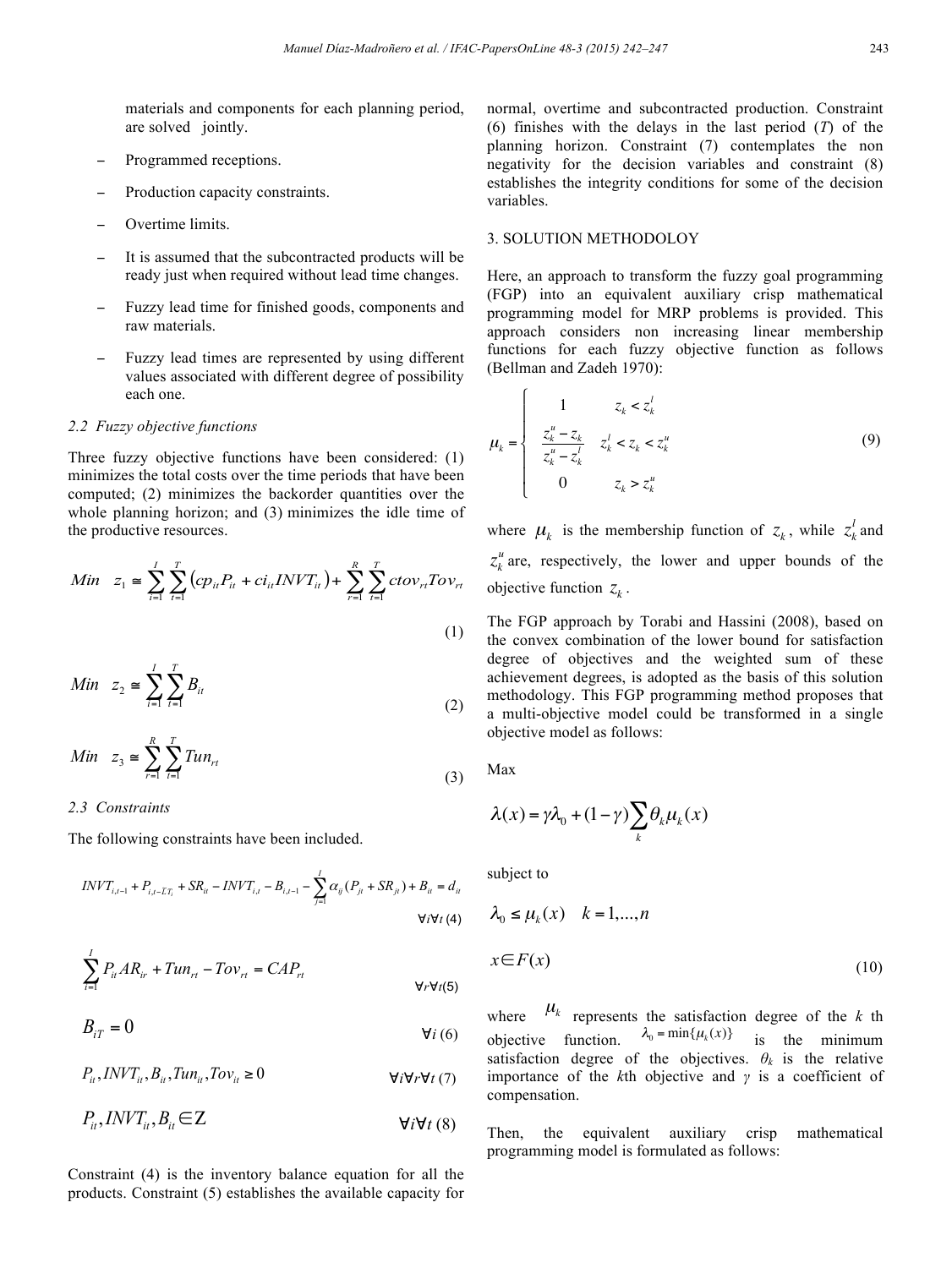materials and components for each planning period, are solved jointly.

- Programmed receptions.
- Production capacity constraints.
- Overtime limits.
- It is assumed that the subcontracted products will be ready just when required without lead time changes.
- Fuzzy lead time for finished goods, components and raw materials.
- Fuzzy lead times are represented by using different values associated with different degree of possibility each one.

### 2.2 Fuzzy objective functions

Three fuzzy objective functions have been considered: (1) minimizes the total costs over the time periods that have been computed; (2) minimizes the backorder quantities over the whole planning horizon; and (3) minimizes the idle time of the productive resources.

$$Min \quad z_1 \cong \sum_{i=1}^{I}\sum_{t=1}^{T}\left(cp_{it}P_{it} + ci_{it}INVT_{it}\right) + \sum_{r=1}^{R}\sum_{t=1}^{T} ctov_{rt}Tov_{rt} \tag{1}$$

$$Min \quad z_2 \cong \sum_{i=1}^{I}\sum_{t=1}^{T} B_{it} \tag{2}$$

$$Min \quad z_3 \cong \sum_{r=1}^{R}\sum_{t=1}^{T} Tun_{rt} \tag{3}$$

### 2.3 Constraints

The following constraints have been included.

$$INVT_{i,t-1} + P_{i,t-\tilde{L}T_i} + SR_{it} - INVT_{i,t} - B_{i,t-1} - \sum_{j=1}^{I}\alpha_{ij}(P_{jt} + SR_{jt}) + B_{it} = d_{it} \quad \forall i \forall t \tag{4}$$

$$\sum_{i=1}^{I} P_{it}AR_{ir} + Tun_{rt} - Tov_{rt} = CAP_{rt} \quad \forall r \forall t \tag{5}$$

$$B_{iT} = 0 \quad \forall i \tag{6}$$

$$P_{it}, INVT_{it}, B_{it}, Tun_{it}, Tov_{it} \geq 0 \quad \forall i \forall r \forall t \tag{7}$$

$$P_{it}, INVT_{it}, B_{it} \in \mathbb{Z} \quad \forall i \forall t \tag{8}$$

Constraint (4) is the inventory balance equation for all the products. Constraint (5) establishes the available capacity for normal, overtime and subcontracted production. Constraint (6) finishes with the delays in the last period ($T$) of the planning horizon. Constraint (7) contemplates the non negativity for the decision variables and constraint (8) establishes the integrity conditions for some of the decision variables.

## 3. SOLUTION METHODOLOY

Here, an approach to transform the fuzzy goal programming (FGP) into an equivalent auxiliary crisp mathematical programming model for MRP problems is provided. This approach considers non increasing linear membership functions for each fuzzy objective function as follows (Bellman and Zadeh 1970):

$$\mu_k = \begin{cases} 1 & z_k < z_k^l \\ \dfrac{z_k^u - z_k}{z_k^u - z_k^l} & z_k^l < z_k < z_k^u \\ 0 & z_k > z_k^u \end{cases} \tag{9}$$

where $\mu_k$ is the membership function of $z_k$, while $z_k^l$ and $z_k^u$ are, respectively, the lower and upper bounds of the objective function $z_k$.

The FGP approach by Torabi and Hassini (2008), based on the convex combination of the lower bound for satisfaction degree of objectives and the weighted sum of these achievement degrees, is adopted as the basis of this solution methodology. This FGP programming method proposes that a multi-objective model could be transformed in a single objective model as follows:

Max

$$\lambda(x) = \gamma\lambda_0 + (1-\gamma)\sum_k \theta_k \mu_k(x)$$

subject to

$$\lambda_0 \leq \mu_k(x) \quad k = 1,...,n$$

$$x \in F(x) \tag{10}$$

where $\mu_k$ represents the satisfaction degree of the $k$ th objective function. $\lambda_0 = \min\{\mu_k(x)\}$ is the minimum satisfaction degree of the objectives. $\theta_k$ is the relative importance of the $k$th objective and $\gamma$ is a coefficient of compensation.

Then, the equivalent auxiliary crisp mathematical programming model is formulated as follows: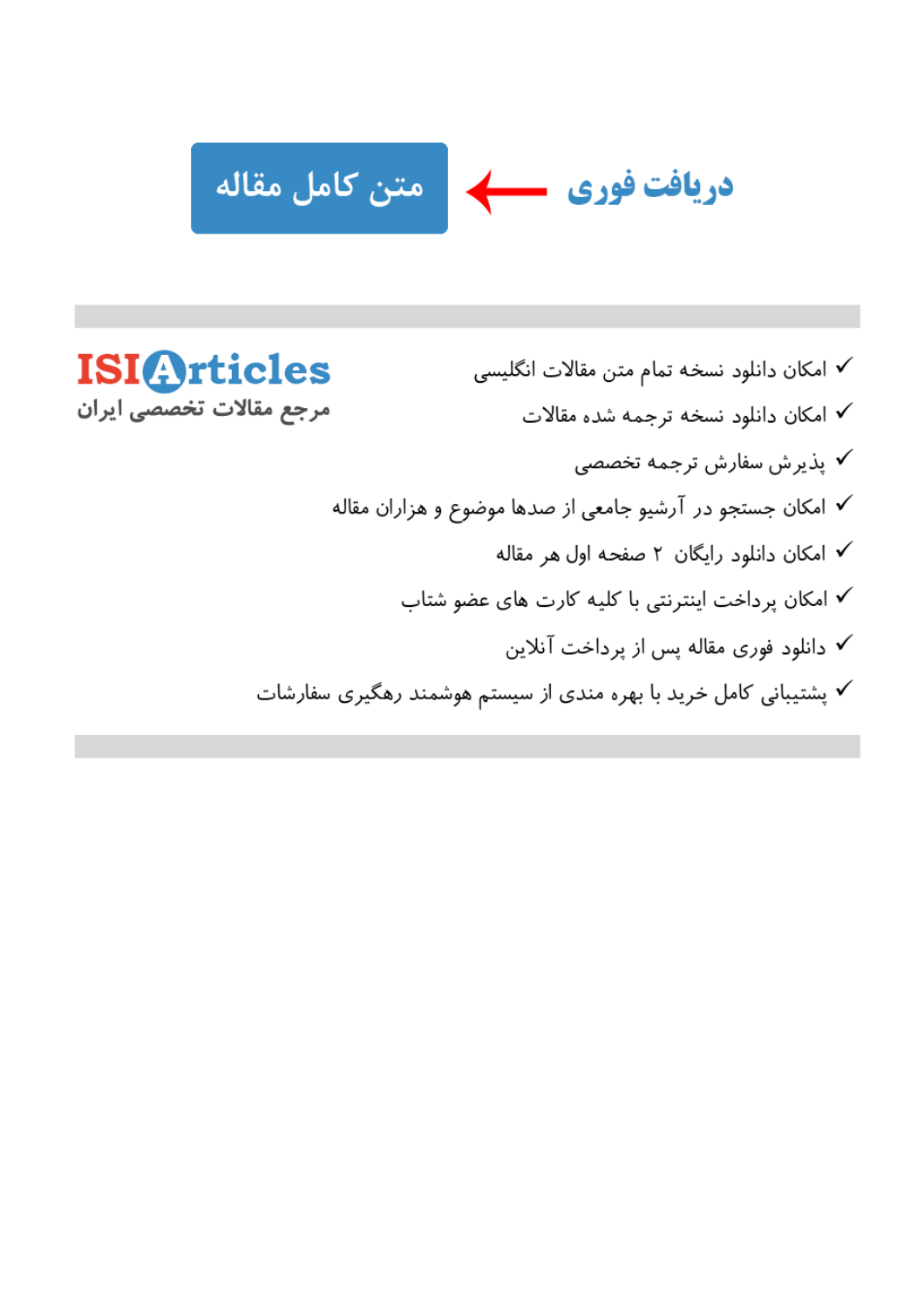دریافت فوری ← متن کامل مقاله

**ISIArticles**
مرجع مقالات تخصصی ایران

- ✓ امکان دانلود نسخه تمام متن مقالات انگلیسی
- ✓ امکان دانلود نسخه ترجمه شده مقالات
- ✓ پذیرش سفارش ترجمه تخصصی
- ✓ امکان جستجو در آرشیو جامعی از صدها موضوع و هزاران مقاله
- ✓ امکان دانلود رایگان ۲ صفحه اول هر مقاله
- ✓ امکان پرداخت اینترنتی با کلیه کارت های عضو شتاب
- ✓ دانلود فوری مقاله پس از پرداخت آنلاین
- ✓ پشتیبانی کامل خرید با بهره مندی از سیستم هوشمند رهگیری سفارشات